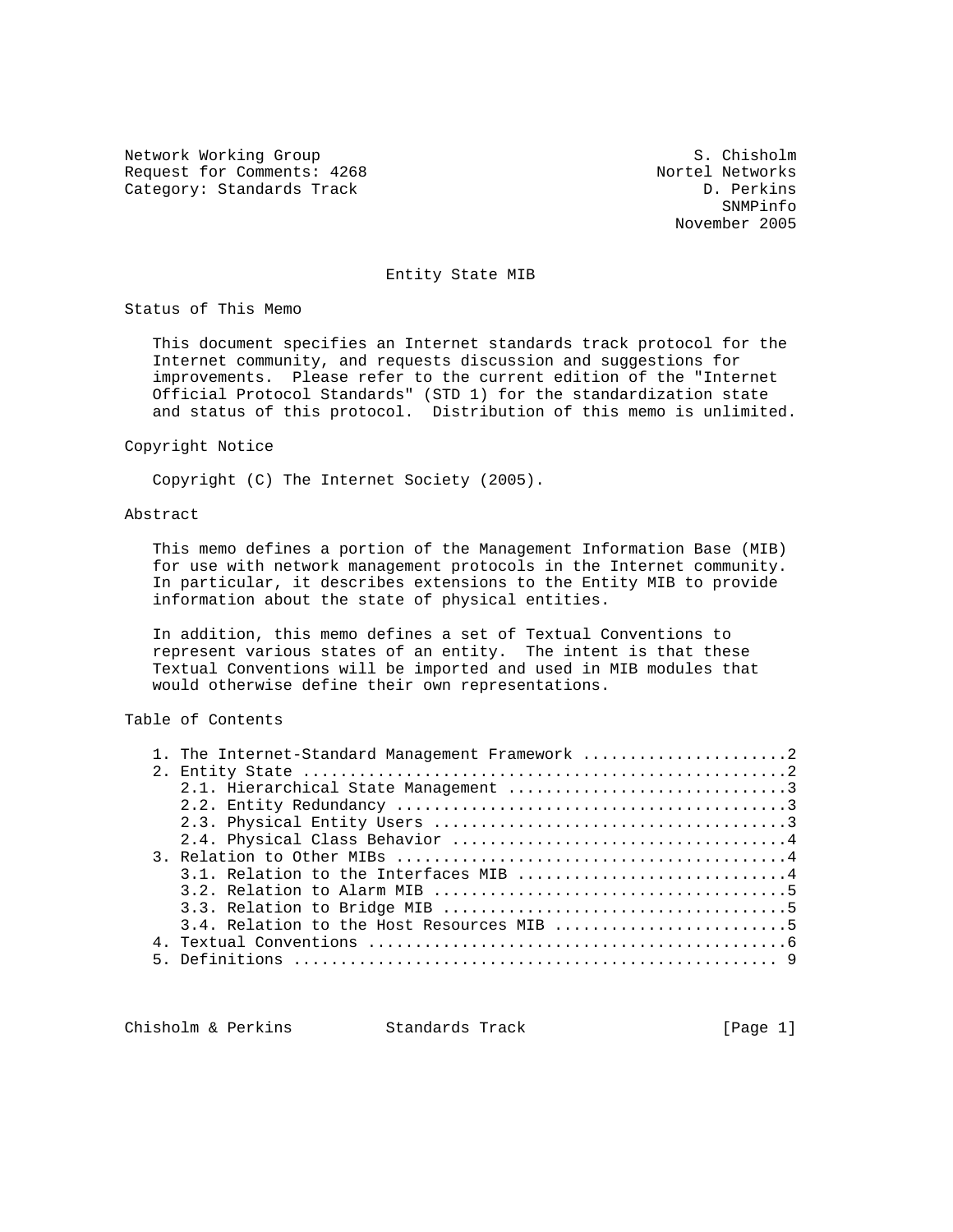Network Working Group S. Chisholm
Request for Comments: 4268 Nortel Networks
Category: Standards Track D. Perkins
SNMPinfo
November 2005

# Entity State MIB

## Status of This Memo

This document specifies an Internet standards track protocol for the Internet community, and requests discussion and suggestions for improvements. Please refer to the current edition of the "Internet Official Protocol Standards" (STD 1) for the standardization state and status of this protocol. Distribution of this memo is unlimited.

## Copyright Notice

Copyright (C) The Internet Society (2005).

## Abstract

This memo defines a portion of the Management Information Base (MIB) for use with network management protocols in the Internet community. In particular, it describes extensions to the Entity MIB to provide information about the state of physical entities.

In addition, this memo defines a set of Textual Conventions to represent various states of an entity. The intent is that these Textual Conventions will be imported and used in MIB modules that would otherwise define their own representations.

## Table of Contents

1. The Internet-Standard Management Framework ......................2
2. Entity State ...................................................2
   2.1. Hierarchical State Management .............................3
   2.2. Entity Redundancy .........................................3
   2.3. Physical Entity Users .....................................3
   2.4. Physical Class Behavior ...................................4
3. Relation to Other MIBs .........................................4
   3.1. Relation to the Interfaces MIB ............................4
   3.2. Relation to Alarm MIB .....................................5
   3.3. Relation to Bridge MIB ....................................5
   3.4. Relation to the Host Resources MIB ........................5
4. Textual Conventions ............................................6
5. Definitions ................................................... 9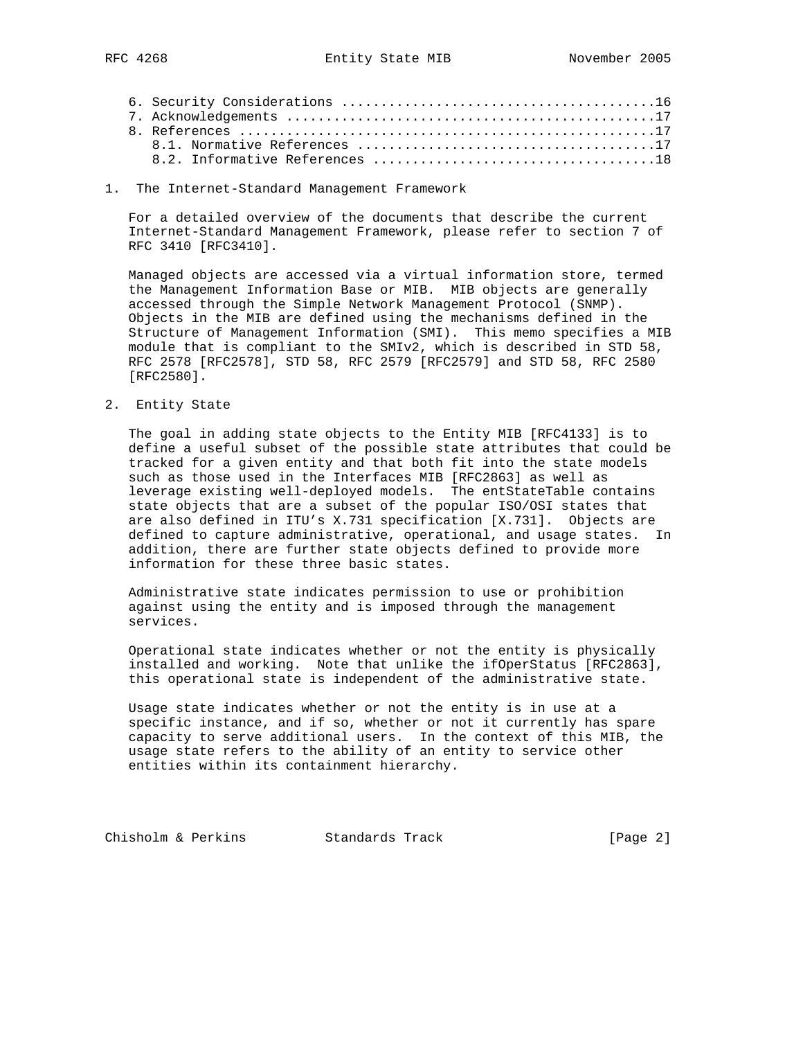6. Security Considerations ........................................16
   7. Acknowledgements ...............................................17
   8. References .....................................................17
      8.1. Normative References ......................................17
      8.2. Informative References ....................................18

## 1. The Internet-Standard Management Framework

For a detailed overview of the documents that describe the current Internet-Standard Management Framework, please refer to section 7 of RFC 3410 [RFC3410].

Managed objects are accessed via a virtual information store, termed the Management Information Base or MIB. MIB objects are generally accessed through the Simple Network Management Protocol (SNMP). Objects in the MIB are defined using the mechanisms defined in the Structure of Management Information (SMI). This memo specifies a MIB module that is compliant to the SMIv2, which is described in STD 58, RFC 2578 [RFC2578], STD 58, RFC 2579 [RFC2579] and STD 58, RFC 2580 [RFC2580].

## 2. Entity State

The goal in adding state objects to the Entity MIB [RFC4133] is to define a useful subset of the possible state attributes that could be tracked for a given entity and that both fit into the state models such as those used in the Interfaces MIB [RFC2863] as well as leverage existing well-deployed models. The entStateTable contains state objects that are a subset of the popular ISO/OSI states that are also defined in ITU's X.731 specification [X.731]. Objects are defined to capture administrative, operational, and usage states. In addition, there are further state objects defined to provide more information for these three basic states.

Administrative state indicates permission to use or prohibition against using the entity and is imposed through the management services.

Operational state indicates whether or not the entity is physically installed and working. Note that unlike the ifOperStatus [RFC2863], this operational state is independent of the administrative state.

Usage state indicates whether or not the entity is in use at a specific instance, and if so, whether or not it currently has spare capacity to serve additional users. In the context of this MIB, the usage state refers to the ability of an entity to service other entities within its containment hierarchy.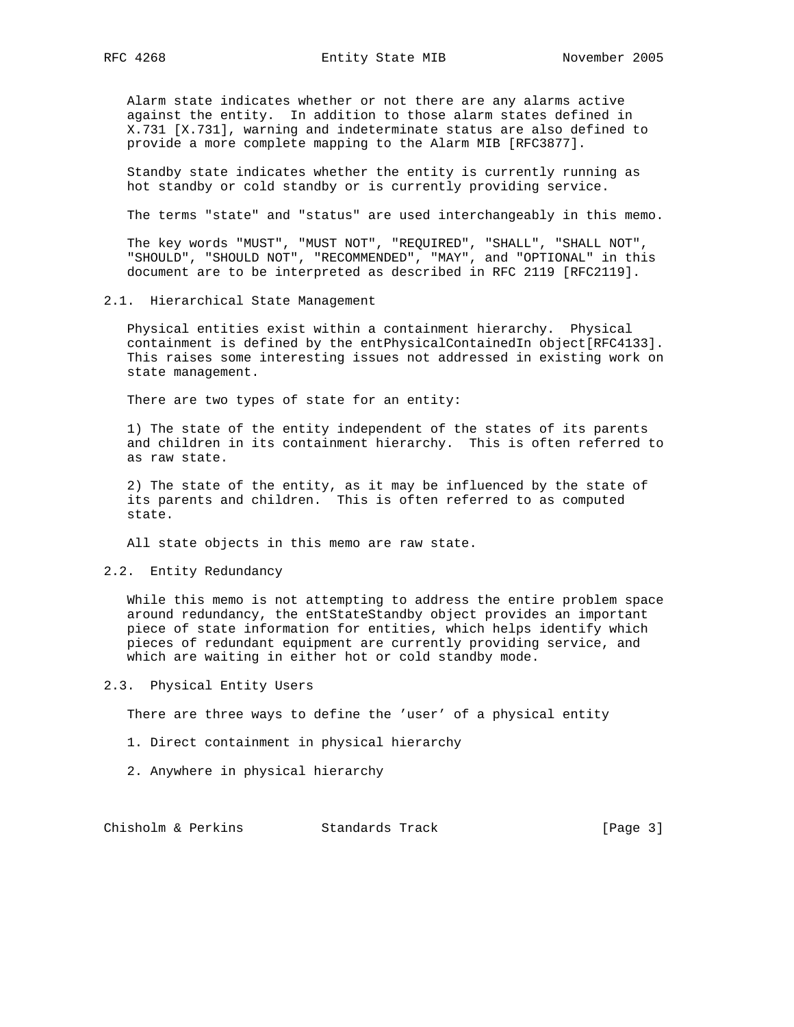Alarm state indicates whether or not there are any alarms active against the entity. In addition to those alarm states defined in X.731 [X.731], warning and indeterminate status are also defined to provide a more complete mapping to the Alarm MIB [RFC3877].

Standby state indicates whether the entity is currently running as hot standby or cold standby or is currently providing service.

The terms "state" and "status" are used interchangeably in this memo.

The key words "MUST", "MUST NOT", "REQUIRED", "SHALL", "SHALL NOT", "SHOULD", "SHOULD NOT", "RECOMMENDED", "MAY", and "OPTIONAL" in this document are to be interpreted as described in RFC 2119 [RFC2119].

## 2.1. Hierarchical State Management

Physical entities exist within a containment hierarchy. Physical containment is defined by the entPhysicalContainedIn object[RFC4133]. This raises some interesting issues not addressed in existing work on state management.

There are two types of state for an entity:

1) The state of the entity independent of the states of its parents and children in its containment hierarchy. This is often referred to as raw state.

2) The state of the entity, as it may be influenced by the state of its parents and children. This is often referred to as computed state.

All state objects in this memo are raw state.

## 2.2. Entity Redundancy

While this memo is not attempting to address the entire problem space around redundancy, the entStateStandby object provides an important piece of state information for entities, which helps identify which pieces of redundant equipment are currently providing service, and which are waiting in either hot or cold standby mode.

## 2.3. Physical Entity Users

There are three ways to define the 'user' of a physical entity

1. Direct containment in physical hierarchy

2. Anywhere in physical hierarchy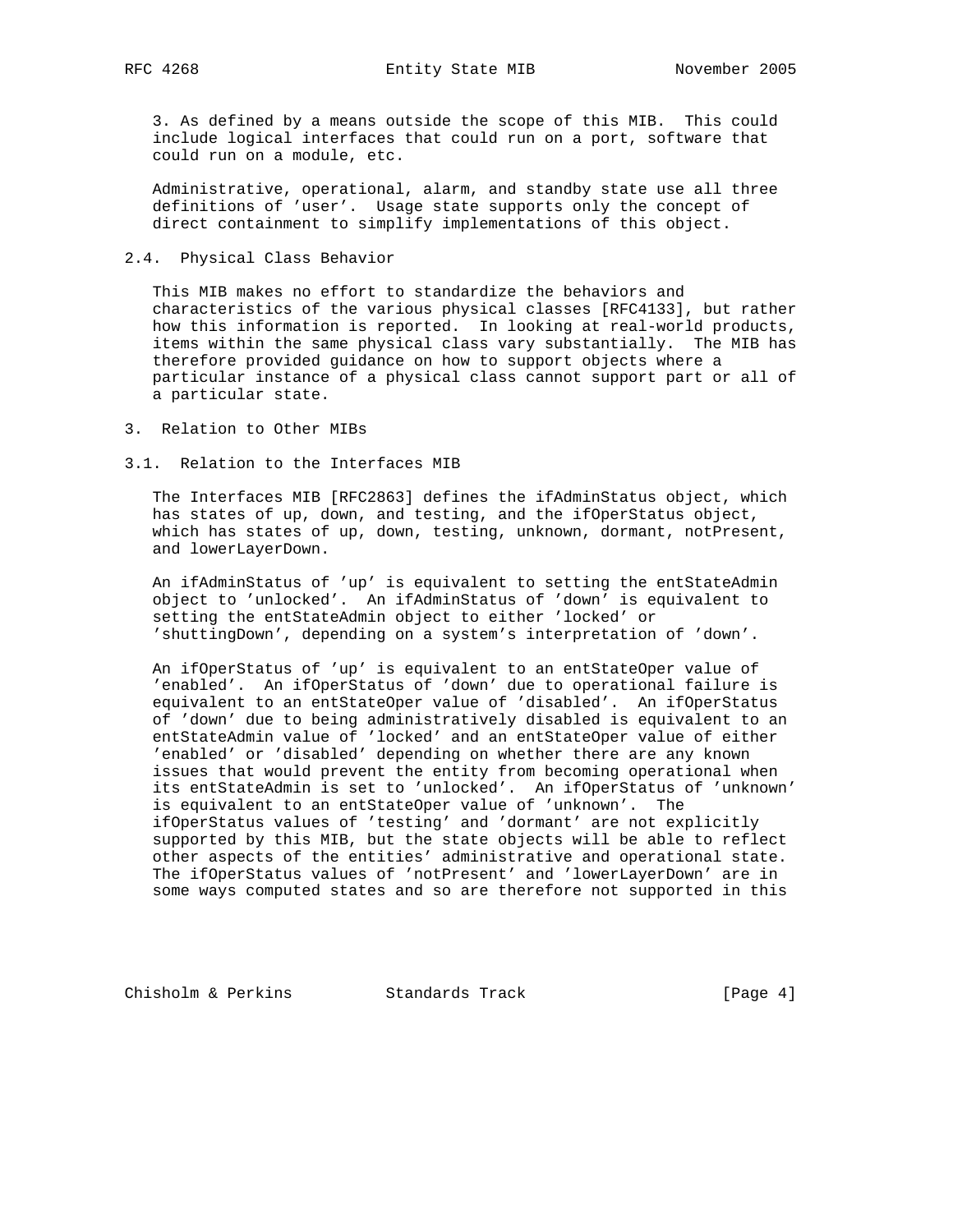3. As defined by a means outside the scope of this MIB. This could include logical interfaces that could run on a port, software that could run on a module, etc.

Administrative, operational, alarm, and standby state use all three definitions of 'user'. Usage state supports only the concept of direct containment to simplify implementations of this object.

## 2.4. Physical Class Behavior

This MIB makes no effort to standardize the behaviors and characteristics of the various physical classes [RFC4133], but rather how this information is reported. In looking at real-world products, items within the same physical class vary substantially. The MIB has therefore provided guidance on how to support objects where a particular instance of a physical class cannot support part or all of a particular state.

# 3. Relation to Other MIBs

## 3.1. Relation to the Interfaces MIB

The Interfaces MIB [RFC2863] defines the ifAdminStatus object, which has states of up, down, and testing, and the ifOperStatus object, which has states of up, down, testing, unknown, dormant, notPresent, and lowerLayerDown.

An ifAdminStatus of 'up' is equivalent to setting the entStateAdmin object to 'unlocked'. An ifAdminStatus of 'down' is equivalent to setting the entStateAdmin object to either 'locked' or 'shuttingDown', depending on a system's interpretation of 'down'.

An ifOperStatus of 'up' is equivalent to an entStateOper value of 'enabled'. An ifOperStatus of 'down' due to operational failure is equivalent to an entStateOper value of 'disabled'. An ifOperStatus of 'down' due to being administratively disabled is equivalent to an entStateAdmin value of 'locked' and an entStateOper value of either 'enabled' or 'disabled' depending on whether there are any known issues that would prevent the entity from becoming operational when its entStateAdmin is set to 'unlocked'. An ifOperStatus of 'unknown' is equivalent to an entStateOper value of 'unknown'. The ifOperStatus values of 'testing' and 'dormant' are not explicitly supported by this MIB, but the state objects will be able to reflect other aspects of the entities' administrative and operational state. The ifOperStatus values of 'notPresent' and 'lowerLayerDown' are in some ways computed states and so are therefore not supported in this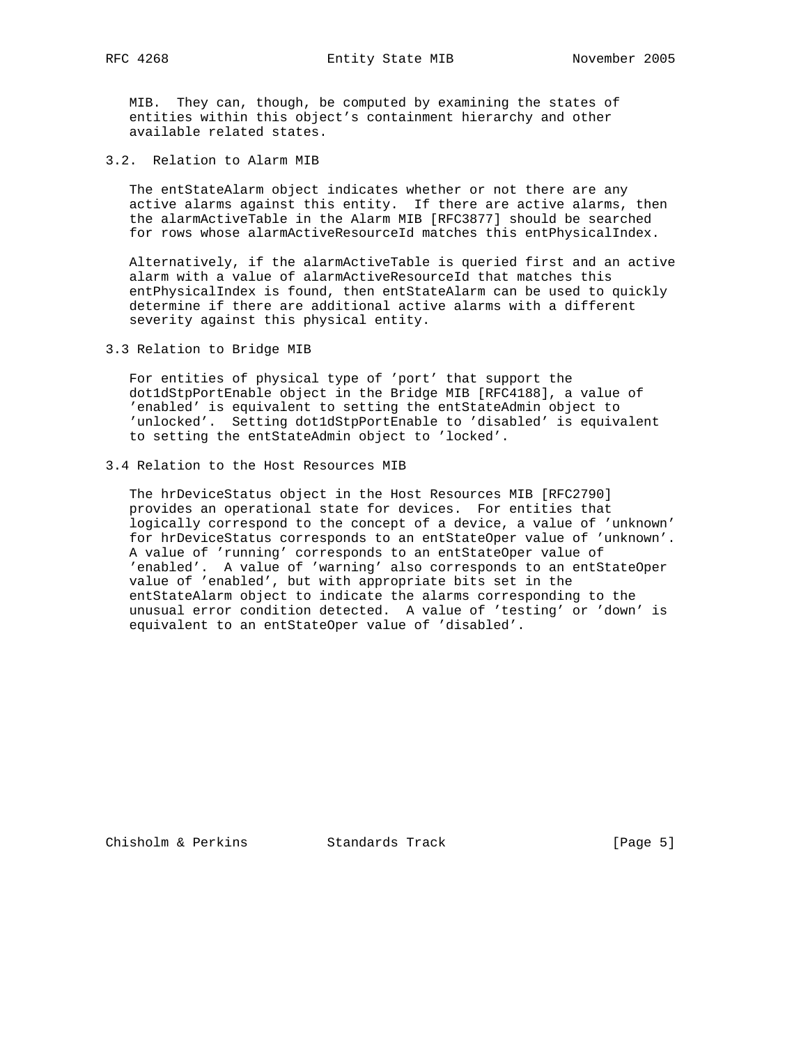MIB. They can, though, be computed by examining the states of entities within this object's containment hierarchy and other available related states.

### 3.2. Relation to Alarm MIB

The entStateAlarm object indicates whether or not there are any active alarms against this entity. If there are active alarms, then the alarmActiveTable in the Alarm MIB [RFC3877] should be searched for rows whose alarmActiveResourceId matches this entPhysicalIndex.

Alternatively, if the alarmActiveTable is queried first and an active alarm with a value of alarmActiveResourceId that matches this entPhysicalIndex is found, then entStateAlarm can be used to quickly determine if there are additional active alarms with a different severity against this physical entity.

### 3.3 Relation to Bridge MIB

For entities of physical type of 'port' that support the dot1dStpPortEnable object in the Bridge MIB [RFC4188], a value of 'enabled' is equivalent to setting the entStateAdmin object to 'unlocked'. Setting dot1dStpPortEnable to 'disabled' is equivalent to setting the entStateAdmin object to 'locked'.

### 3.4 Relation to the Host Resources MIB

The hrDeviceStatus object in the Host Resources MIB [RFC2790] provides an operational state for devices. For entities that logically correspond to the concept of a device, a value of 'unknown' for hrDeviceStatus corresponds to an entStateOper value of 'unknown'. A value of 'running' corresponds to an entStateOper value of 'enabled'. A value of 'warning' also corresponds to an entStateOper value of 'enabled', but with appropriate bits set in the entStateAlarm object to indicate the alarms corresponding to the unusual error condition detected. A value of 'testing' or 'down' is equivalent to an entStateOper value of 'disabled'.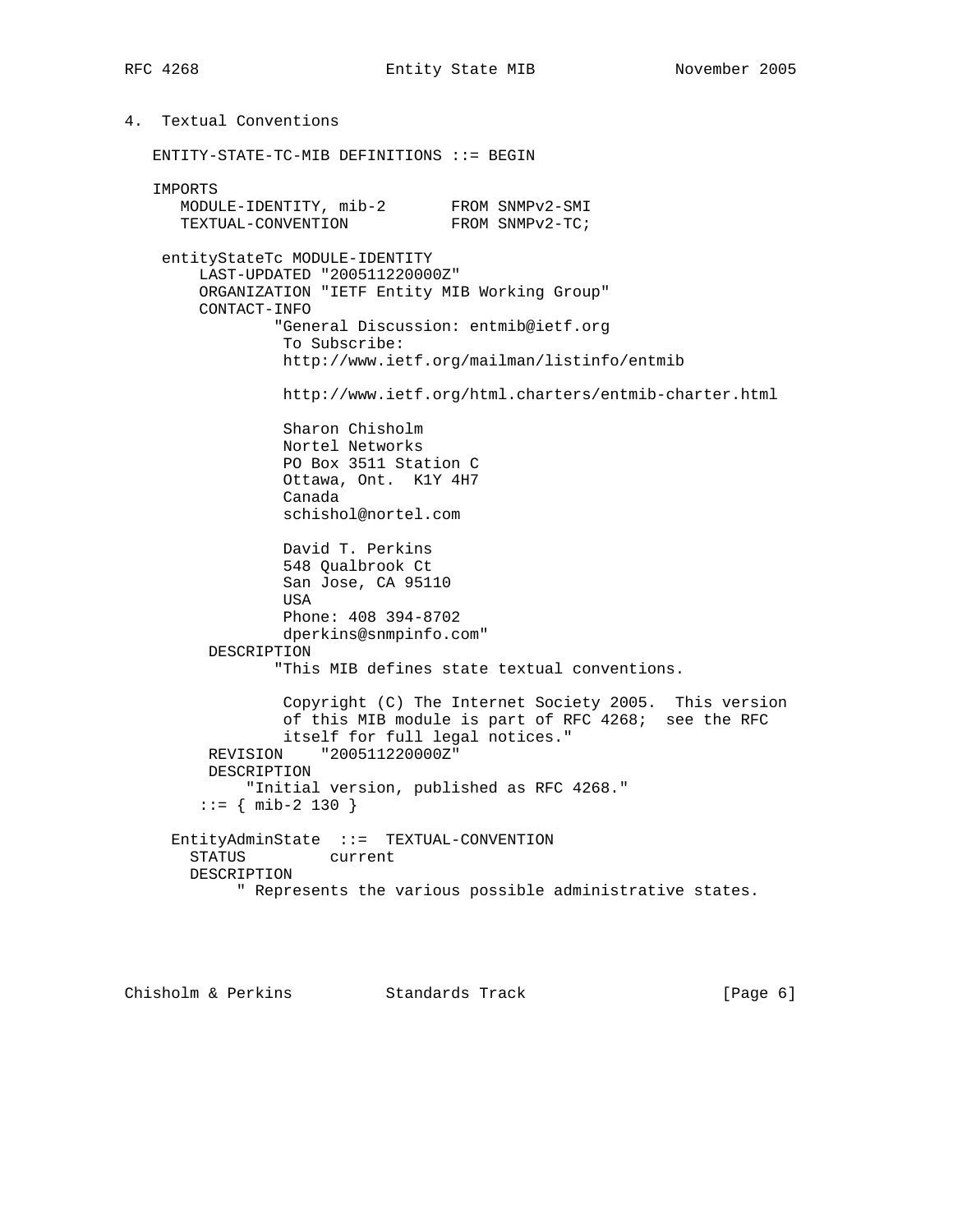## 4. Textual Conventions

```
   ENTITY-STATE-TC-MIB DEFINITIONS ::= BEGIN

   IMPORTS
      MODULE-IDENTITY, mib-2       FROM SNMPv2-SMI
      TEXTUAL-CONVENTION           FROM SNMPv2-TC;

    entityStateTc MODULE-IDENTITY
        LAST-UPDATED "200511220000Z"
        ORGANIZATION "IETF Entity MIB Working Group"
        CONTACT-INFO
                "General Discussion: entmib@ietf.org
                 To Subscribe:
                 http://www.ietf.org/mailman/listinfo/entmib

                 http://www.ietf.org/html.charters/entmib-charter.html

                 Sharon Chisholm
                 Nortel Networks
                 PO Box 3511 Station C
                 Ottawa, Ont.  K1Y 4H7
                 Canada
                 schishol@nortel.com

                 David T. Perkins
                 548 Qualbrook Ct
                 San Jose, CA 95110
                 USA
                 Phone: 408 394-8702
                 dperkins@snmpinfo.com"
         DESCRIPTION
                "This MIB defines state textual conventions.

                 Copyright (C) The Internet Society 2005.  This version
                 of this MIB module is part of RFC 4268;  see the RFC
                 itself for full legal notices."
         REVISION    "200511220000Z"
         DESCRIPTION
             "Initial version, published as RFC 4268."
        ::= { mib-2 130 }

     EntityAdminState  ::=  TEXTUAL-CONVENTION
       STATUS         current
       DESCRIPTION
           " Represents the various possible administrative states.
```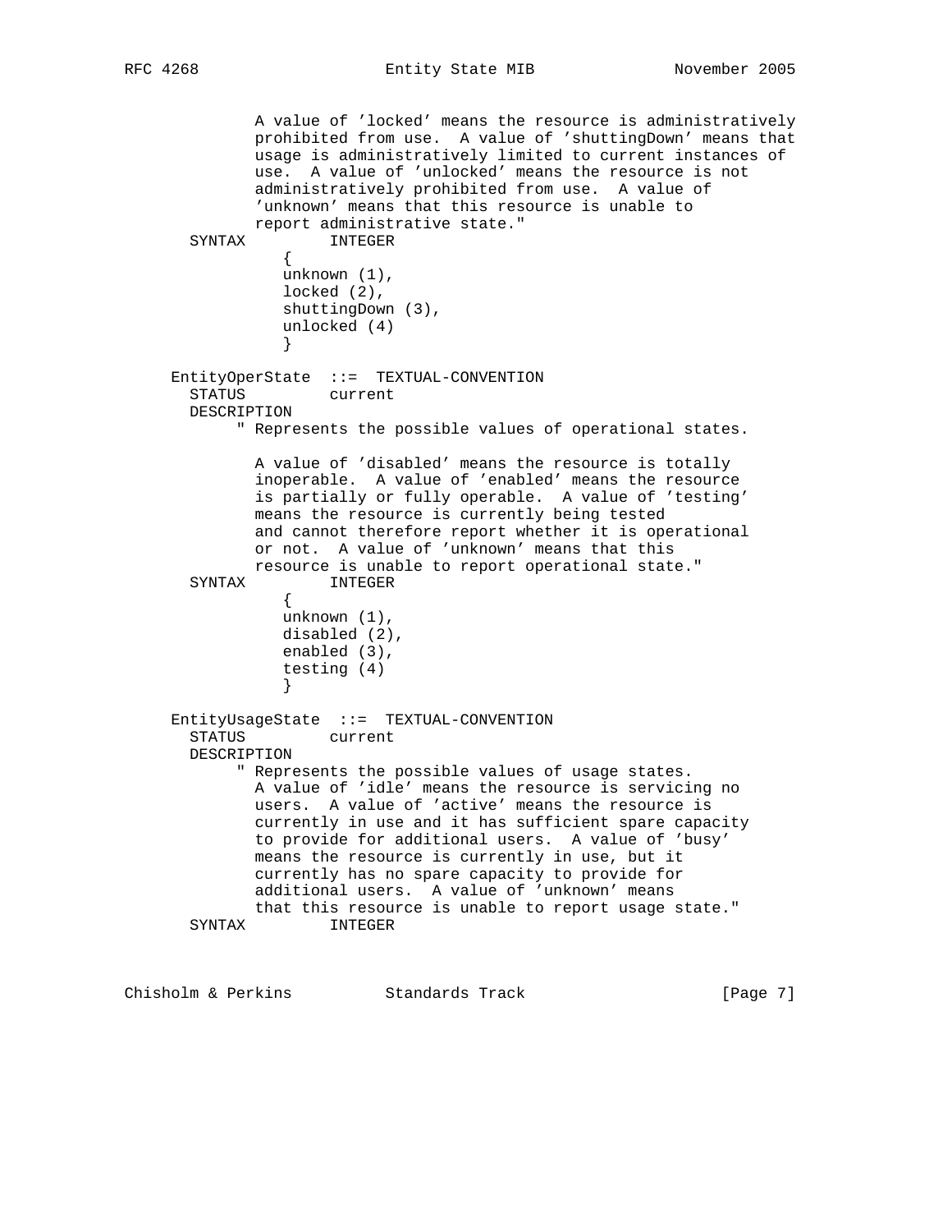```
             A value of 'locked' means the resource is administratively
             prohibited from use.  A value of 'shuttingDown' means that
             usage is administratively limited to current instances of
             use.  A value of 'unlocked' means the resource is not
             administratively prohibited from use.  A value of
             'unknown' means that this resource is unable to
             report administrative state."
        SYNTAX         INTEGER
                {
                unknown (1),
                locked (2),
                shuttingDown (3),
                unlocked (4)
                }

      EntityOperState  ::=  TEXTUAL-CONVENTION
        STATUS         current
        DESCRIPTION
             " Represents the possible values of operational states.

             A value of 'disabled' means the resource is totally
             inoperable.  A value of 'enabled' means the resource
             is partially or fully operable.  A value of 'testing'
             means the resource is currently being tested
             and cannot therefore report whether it is operational
             or not.  A value of 'unknown' means that this
             resource is unable to report operational state."
        SYNTAX         INTEGER
                {
                unknown (1),
                disabled (2),
                enabled (3),
                testing (4)
                }

      EntityUsageState  ::=  TEXTUAL-CONVENTION
        STATUS         current
        DESCRIPTION
             " Represents the possible values of usage states.
             A value of 'idle' means the resource is servicing no
             users.  A value of 'active' means the resource is
             currently in use and it has sufficient spare capacity
             to provide for additional users.  A value of 'busy'
             means the resource is currently in use, but it
             currently has no spare capacity to provide for
             additional users.  A value of 'unknown' means
             that this resource is unable to report usage state."
        SYNTAX         INTEGER
```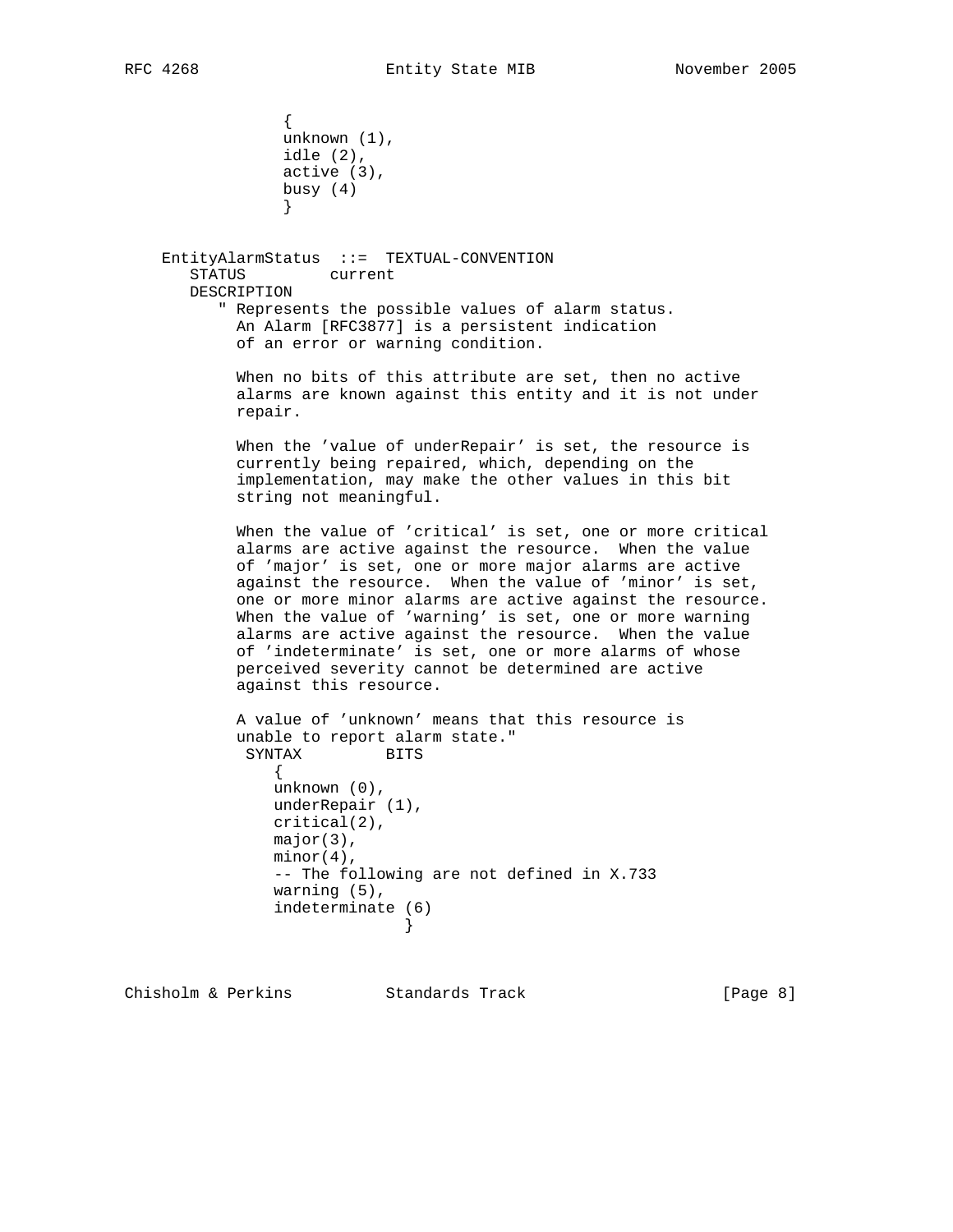```
                {
                unknown (1),
                idle (2),
                active (3),
                busy (4)
                }


    EntityAlarmStatus  ::=  TEXTUAL-CONVENTION
       STATUS         current
       DESCRIPTION
          " Represents the possible values of alarm status.
            An Alarm [RFC3877] is a persistent indication
            of an error or warning condition.

            When no bits of this attribute are set, then no active
            alarms are known against this entity and it is not under
            repair.

            When the 'value of underRepair' is set, the resource is
            currently being repaired, which, depending on the
            implementation, may make the other values in this bit
            string not meaningful.

            When the value of 'critical' is set, one or more critical
            alarms are active against the resource.  When the value
            of 'major' is set, one or more major alarms are active
            against the resource.  When the value of 'minor' is set,
            one or more minor alarms are active against the resource.
            When the value of 'warning' is set, one or more warning
            alarms are active against the resource.  When the value
            of 'indeterminate' is set, one or more alarms of whose
            perceived severity cannot be determined are active
            against this resource.

            A value of 'unknown' means that this resource is
            unable to report alarm state."
             SYNTAX         BITS
               {
               unknown (0),
               underRepair (1),
               critical(2),
               major(3),
               minor(4),
               -- The following are not defined in X.733
               warning (5),
               indeterminate (6)
                              }
```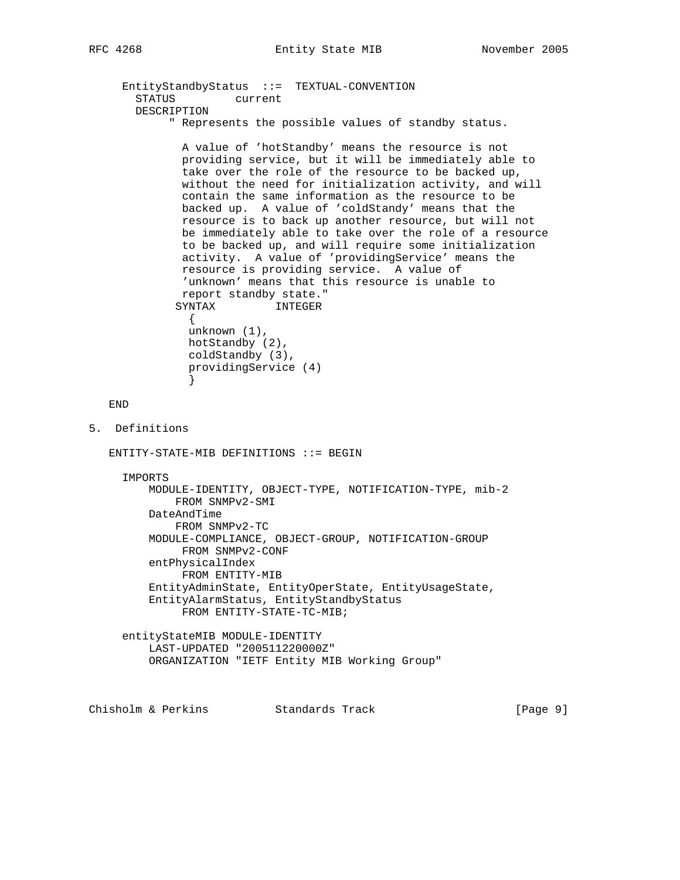```
      EntityStandbyStatus  ::=  TEXTUAL-CONVENTION
        STATUS         current
        DESCRIPTION
             " Represents the possible values of standby status.

               A value of 'hotStandby' means the resource is not
               providing service, but it will be immediately able to
               take over the role of the resource to be backed up,
               without the need for initialization activity, and will
               contain the same information as the resource to be
               backed up.  A value of 'coldStandy' means that the
               resource is to back up another resource, but will not
               be immediately able to take over the role of a resource
               to be backed up, and will require some initialization
               activity.  A value of 'providingService' means the
               resource is providing service.  A value of
               'unknown' means that this resource is unable to
               report standby state."
              SYNTAX         INTEGER
                {
                unknown (1),
                hotStandby (2),
                coldStandby (3),
                providingService (4)
                }

   END
```

## 5. Definitions

```
   ENTITY-STATE-MIB DEFINITIONS ::= BEGIN

      IMPORTS
          MODULE-IDENTITY, OBJECT-TYPE, NOTIFICATION-TYPE, mib-2
              FROM SNMPv2-SMI
          DateAndTime
              FROM SNMPv2-TC
          MODULE-COMPLIANCE, OBJECT-GROUP, NOTIFICATION-GROUP
               FROM SNMPv2-CONF
          entPhysicalIndex
               FROM ENTITY-MIB
          EntityAdminState, EntityOperState, EntityUsageState,
          EntityAlarmStatus, EntityStandbyStatus
               FROM ENTITY-STATE-TC-MIB;

      entityStateMIB MODULE-IDENTITY
          LAST-UPDATED "200511220000Z"
          ORGANIZATION "IETF Entity MIB Working Group"
```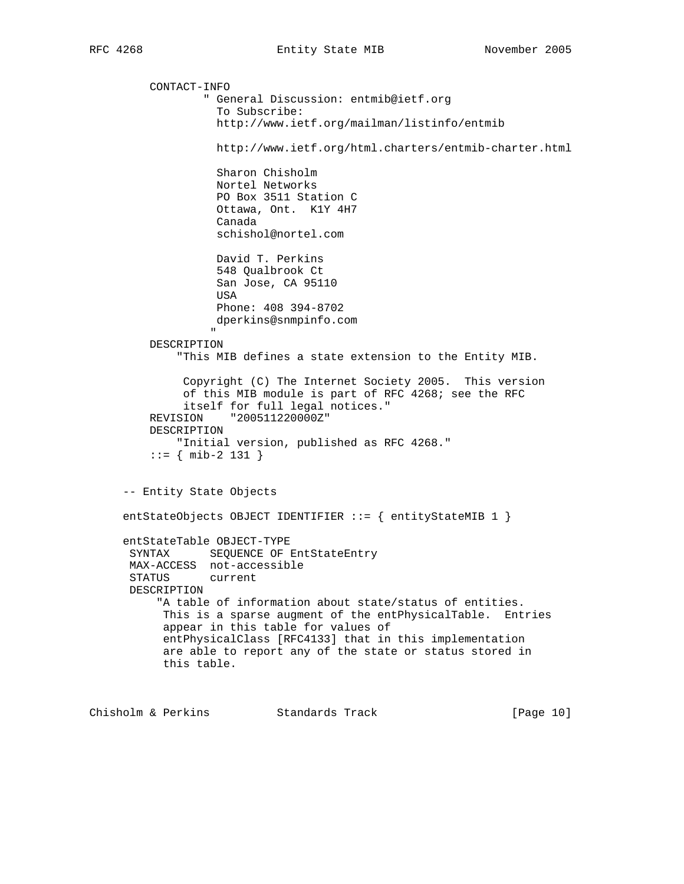```
     CONTACT-INFO
             " General Discussion: entmib@ietf.org
               To Subscribe:
               http://www.ietf.org/mailman/listinfo/entmib

               http://www.ietf.org/html.charters/entmib-charter.html

               Sharon Chisholm
               Nortel Networks
               PO Box 3511 Station C
               Ottawa, Ont.  K1Y 4H7
               Canada
               schishol@nortel.com

               David T. Perkins
               548 Qualbrook Ct
               San Jose, CA 95110
               USA
               Phone: 408 394-8702
               dperkins@snmpinfo.com
              "
     DESCRIPTION
         "This MIB defines a state extension to the Entity MIB.

          Copyright (C) The Internet Society 2005.  This version
          of this MIB module is part of RFC 4268; see the RFC
          itself for full legal notices."
     REVISION    "200511220000Z"
     DESCRIPTION
         "Initial version, published as RFC 4268."
     ::= { mib-2 131 }


 -- Entity State Objects

 entStateObjects OBJECT IDENTIFIER ::= { entityStateMIB 1 }

 entStateTable OBJECT-TYPE
  SYNTAX      SEQUENCE OF EntStateEntry
  MAX-ACCESS  not-accessible
  STATUS      current
  DESCRIPTION
      "A table of information about state/status of entities.
       This is a sparse augment of the entPhysicalTable.  Entries
       appear in this table for values of
       entPhysicalClass [RFC4133] that in this implementation
       are able to report any of the state or status stored in
       this table.
```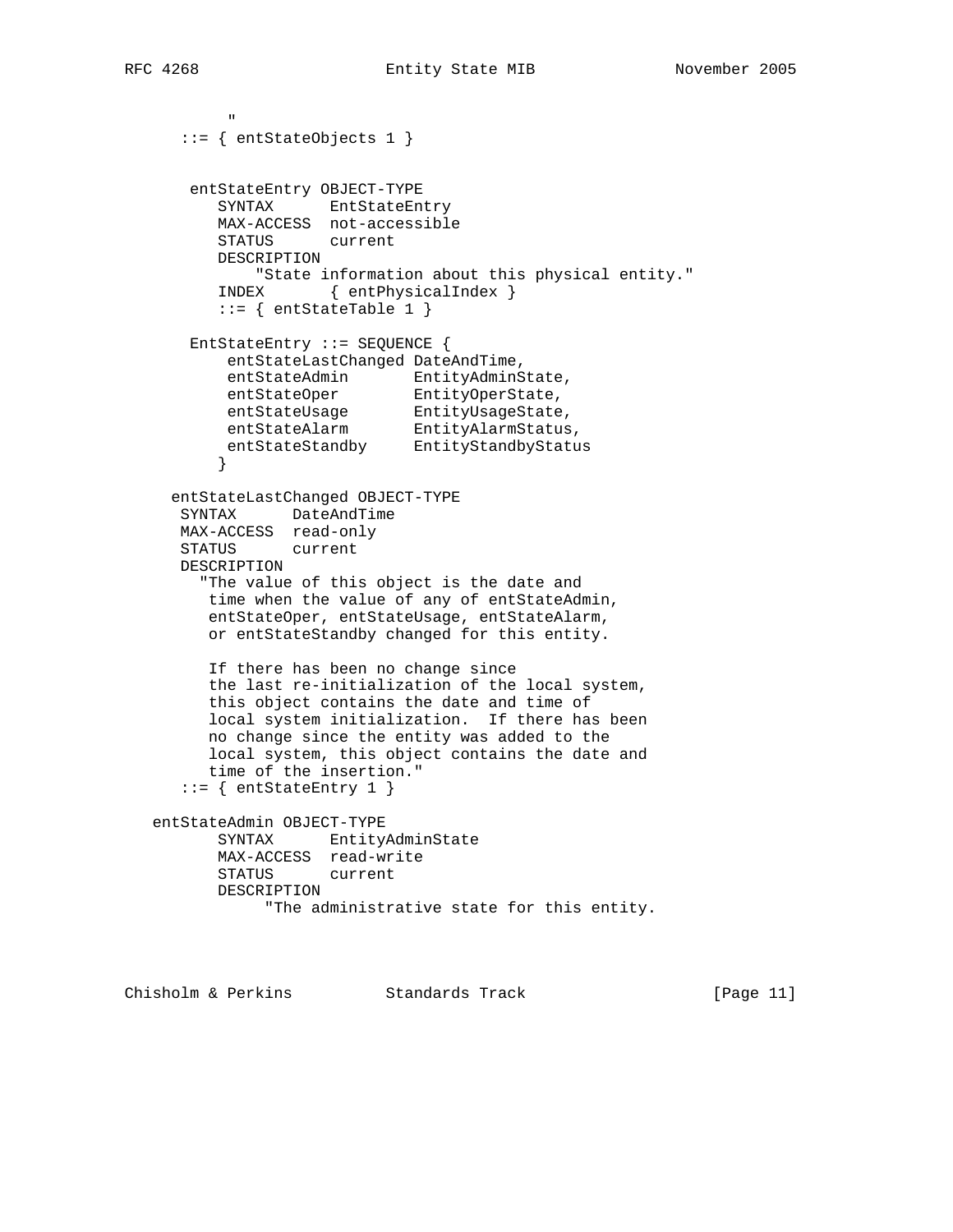```
          "
      ::= { entStateObjects 1 }

       entStateEntry OBJECT-TYPE
          SYNTAX      EntStateEntry
          MAX-ACCESS  not-accessible
          STATUS      current
          DESCRIPTION
              "State information about this physical entity."
          INDEX       { entPhysicalIndex }
          ::= { entStateTable 1 }

       EntStateEntry ::= SEQUENCE {
           entStateLastChanged DateAndTime,
           entStateAdmin       EntityAdminState,
           entStateOper        EntityOperState,
           entStateUsage       EntityUsageState,
           entStateAlarm       EntityAlarmStatus,
           entStateStandby     EntityStandbyStatus
          }

     entStateLastChanged OBJECT-TYPE
      SYNTAX      DateAndTime
      MAX-ACCESS  read-only
      STATUS      current
      DESCRIPTION
        "The value of this object is the date and
         time when the value of any of entStateAdmin,
         entStateOper, entStateUsage, entStateAlarm,
         or entStateStandby changed for this entity.

         If there has been no change since
         the last re-initialization of the local system,
         this object contains the date and time of
         local system initialization.  If there has been
         no change since the entity was added to the
         local system, this object contains the date and
         time of the insertion."
      ::= { entStateEntry 1 }

   entStateAdmin OBJECT-TYPE
          SYNTAX      EntityAdminState
          MAX-ACCESS  read-write
          STATUS      current
          DESCRIPTION
               "The administrative state for this entity.
```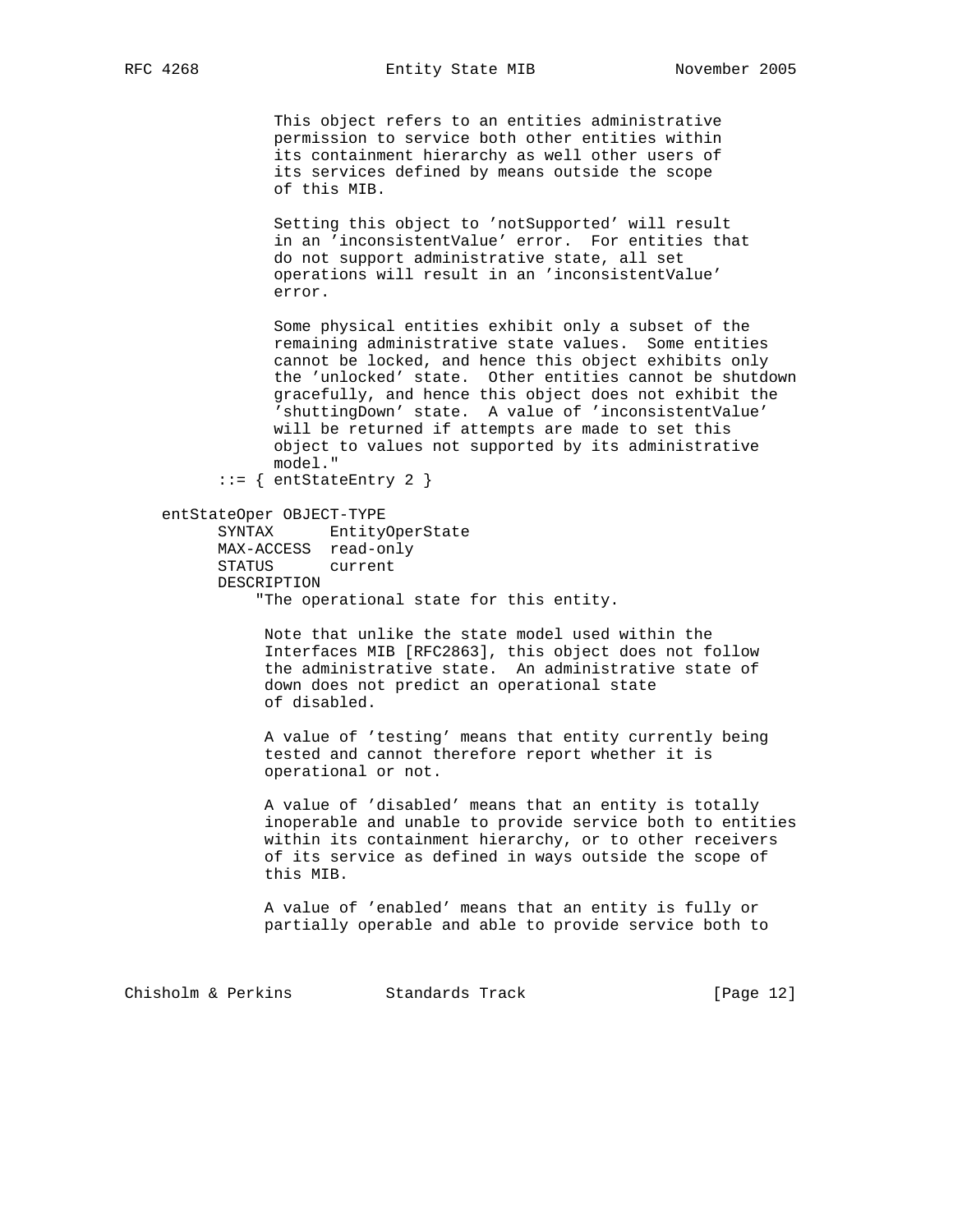```
              This object refers to an entities administrative
              permission to service both other entities within
              its containment hierarchy as well other users of
              its services defined by means outside the scope
              of this MIB.

              Setting this object to 'notSupported' will result
              in an 'inconsistentValue' error.  For entities that
              do not support administrative state, all set
              operations will result in an 'inconsistentValue'
              error.

              Some physical entities exhibit only a subset of the
              remaining administrative state values.  Some entities
              cannot be locked, and hence this object exhibits only
              the 'unlocked' state.  Other entities cannot be shutdown
              gracefully, and hence this object does not exhibit the
              'shuttingDown' state.  A value of 'inconsistentValue'
              will be returned if attempts are made to set this
              object to values not supported by its administrative
              model."
        ::= { entStateEntry 2 }

   entStateOper OBJECT-TYPE
         SYNTAX      EntityOperState
         MAX-ACCESS  read-only
         STATUS      current
         DESCRIPTION
             "The operational state for this entity.

             Note that unlike the state model used within the
             Interfaces MIB [RFC2863], this object does not follow
             the administrative state.  An administrative state of
             down does not predict an operational state
             of disabled.

             A value of 'testing' means that entity currently being
             tested and cannot therefore report whether it is
             operational or not.

             A value of 'disabled' means that an entity is totally
             inoperable and unable to provide service both to entities
             within its containment hierarchy, or to other receivers
             of its service as defined in ways outside the scope of
             this MIB.

             A value of 'enabled' means that an entity is fully or
             partially operable and able to provide service both to
```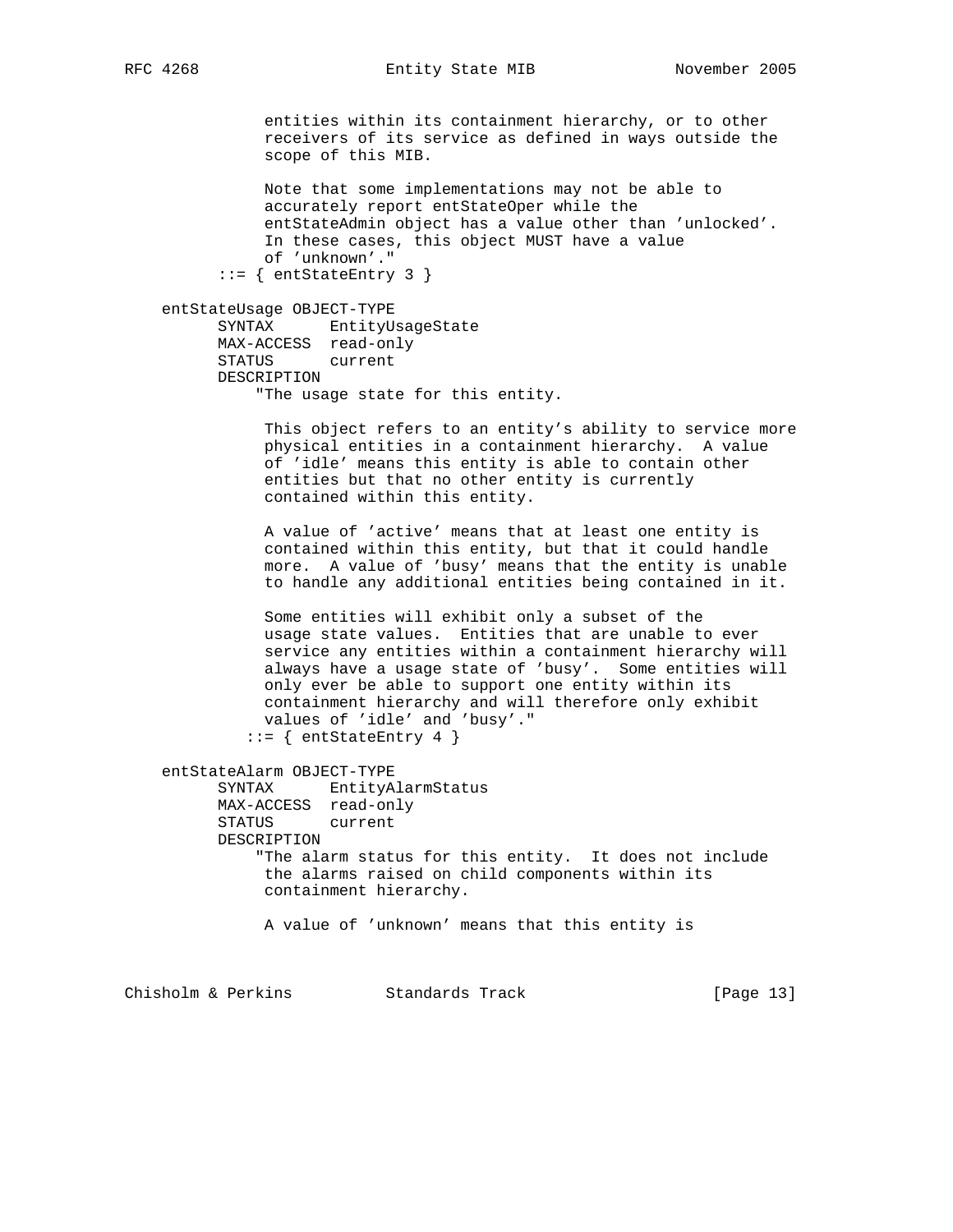```
             entities within its containment hierarchy, or to other
             receivers of its service as defined in ways outside the
             scope of this MIB.

             Note that some implementations may not be able to
             accurately report entStateOper while the
             entStateAdmin object has a value other than 'unlocked'.
             In these cases, this object MUST have a value
             of 'unknown'."
        ::= { entStateEntry 3 }

    entStateUsage OBJECT-TYPE
          SYNTAX      EntityUsageState
          MAX-ACCESS  read-only
          STATUS      current
          DESCRIPTION
             "The usage state for this entity.

             This object refers to an entity's ability to service more
             physical entities in a containment hierarchy.  A value
             of 'idle' means this entity is able to contain other
             entities but that no other entity is currently
             contained within this entity.

             A value of 'active' means that at least one entity is
             contained within this entity, but that it could handle
             more.  A value of 'busy' means that the entity is unable
             to handle any additional entities being contained in it.

             Some entities will exhibit only a subset of the
             usage state values.  Entities that are unable to ever
             service any entities within a containment hierarchy will
             always have a usage state of 'busy'.  Some entities will
             only ever be able to support one entity within its
             containment hierarchy and will therefore only exhibit
             values of 'idle' and 'busy'."
           ::= { entStateEntry 4 }

    entStateAlarm OBJECT-TYPE
          SYNTAX      EntityAlarmStatus
          MAX-ACCESS  read-only
          STATUS      current
          DESCRIPTION
             "The alarm status for this entity.  It does not include
             the alarms raised on child components within its
             containment hierarchy.

             A value of 'unknown' means that this entity is
```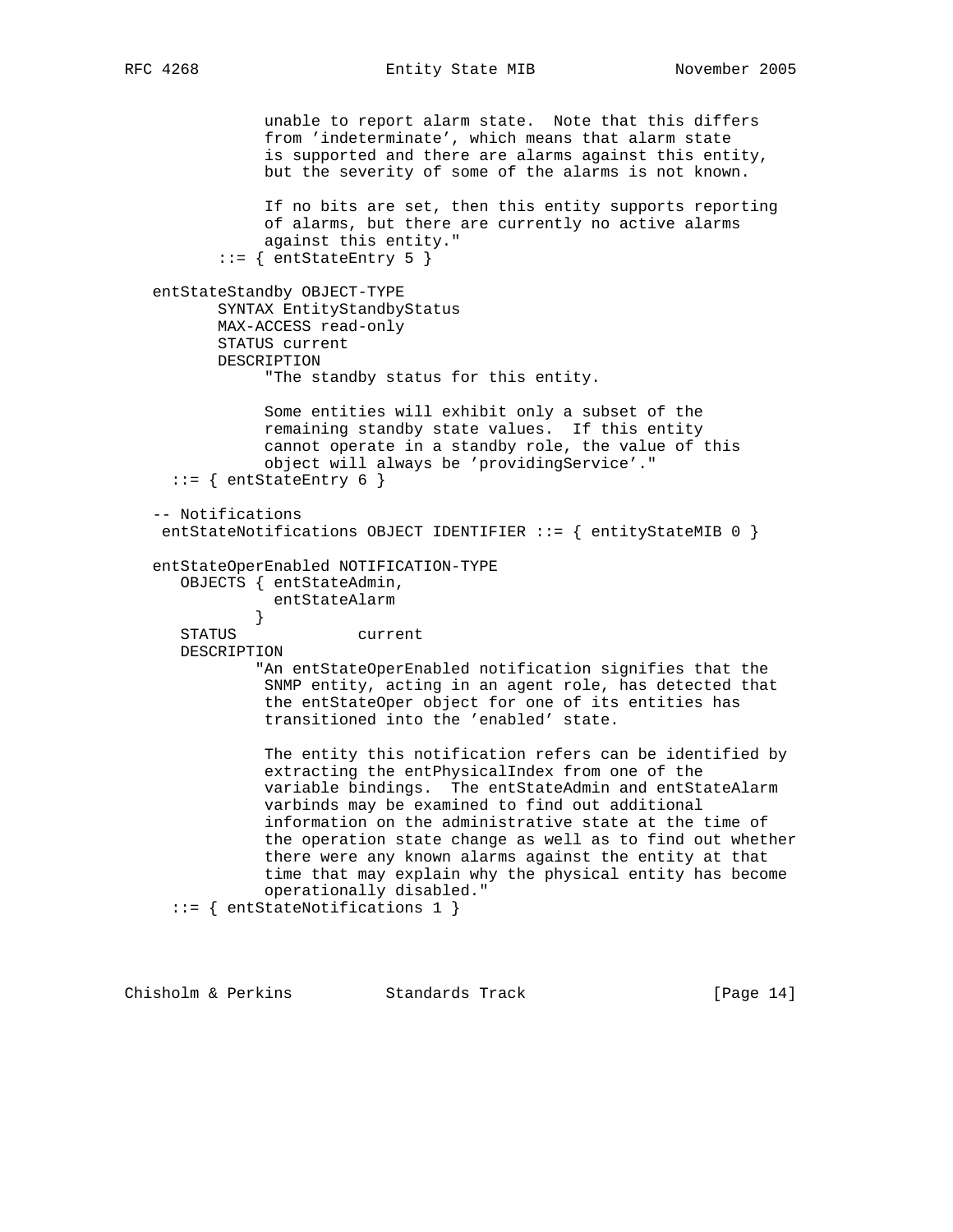```
              unable to report alarm state.  Note that this differs
              from 'indeterminate', which means that alarm state
              is supported and there are alarms against this entity,
              but the severity of some of the alarms is not known.

              If no bits are set, then this entity supports reporting
              of alarms, but there are currently no active alarms
              against this entity."
         ::= { entStateEntry 5 }

   entStateStandby OBJECT-TYPE
         SYNTAX EntityStandbyStatus
         MAX-ACCESS read-only
         STATUS current
         DESCRIPTION
              "The standby status for this entity.

              Some entities will exhibit only a subset of the
              remaining standby state values.  If this entity
              cannot operate in a standby role, the value of this
              object will always be 'providingService'."
     ::= { entStateEntry 6 }

   -- Notifications
    entStateNotifications OBJECT IDENTIFIER ::= { entityStateMIB 0 }

   entStateOperEnabled NOTIFICATION-TYPE
      OBJECTS { entStateAdmin,
                entStateAlarm
              }
      STATUS             current
      DESCRIPTION
             "An entStateOperEnabled notification signifies that the
              SNMP entity, acting in an agent role, has detected that
              the entStateOper object for one of its entities has
              transitioned into the 'enabled' state.

              The entity this notification refers can be identified by
              extracting the entPhysicalIndex from one of the
              variable bindings.  The entStateAdmin and entStateAlarm
              varbinds may be examined to find out additional
              information on the administrative state at the time of
              the operation state change as well as to find out whether
              there were any known alarms against the entity at that
              time that may explain why the physical entity has become
              operationally disabled."
     ::= { entStateNotifications 1 }
```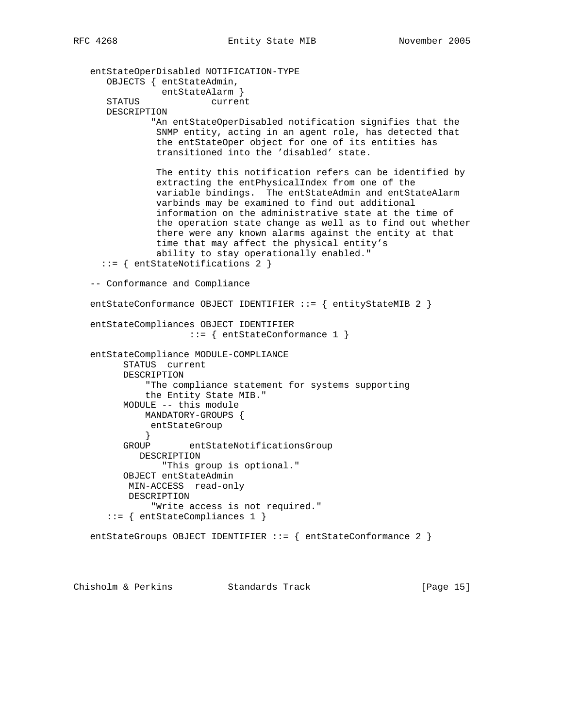```
   entStateOperDisabled NOTIFICATION-TYPE
      OBJECTS { entStateAdmin,
                entStateAlarm }
      STATUS             current
      DESCRIPTION
              "An entStateOperDisabled notification signifies that the
               SNMP entity, acting in an agent role, has detected that
               the entStateOper object for one of its entities has
               transitioned into the 'disabled' state.

               The entity this notification refers can be identified by
               extracting the entPhysicalIndex from one of the
               variable bindings.  The entStateAdmin and entStateAlarm
               varbinds may be examined to find out additional
               information on the administrative state at the time of
               the operation state change as well as to find out whether
               there were any known alarms against the entity at that
               time that may affect the physical entity's
               ability to stay operationally enabled."
     ::= { entStateNotifications 2 }

   -- Conformance and Compliance

   entStateConformance OBJECT IDENTIFIER ::= { entityStateMIB 2 }

   entStateCompliances OBJECT IDENTIFIER
                     ::= { entStateConformance 1 }

   entStateCompliance MODULE-COMPLIANCE
         STATUS  current
         DESCRIPTION
             "The compliance statement for systems supporting
             the Entity State MIB."
         MODULE -- this module
             MANDATORY-GROUPS {
              entStateGroup
             }
         GROUP       entStateNotificationsGroup
            DESCRIPTION
                "This group is optional."
         OBJECT entStateAdmin
          MIN-ACCESS  read-only
          DESCRIPTION
              "Write access is not required."
      ::= { entStateCompliances 1 }

   entStateGroups OBJECT IDENTIFIER ::= { entStateConformance 2 }
```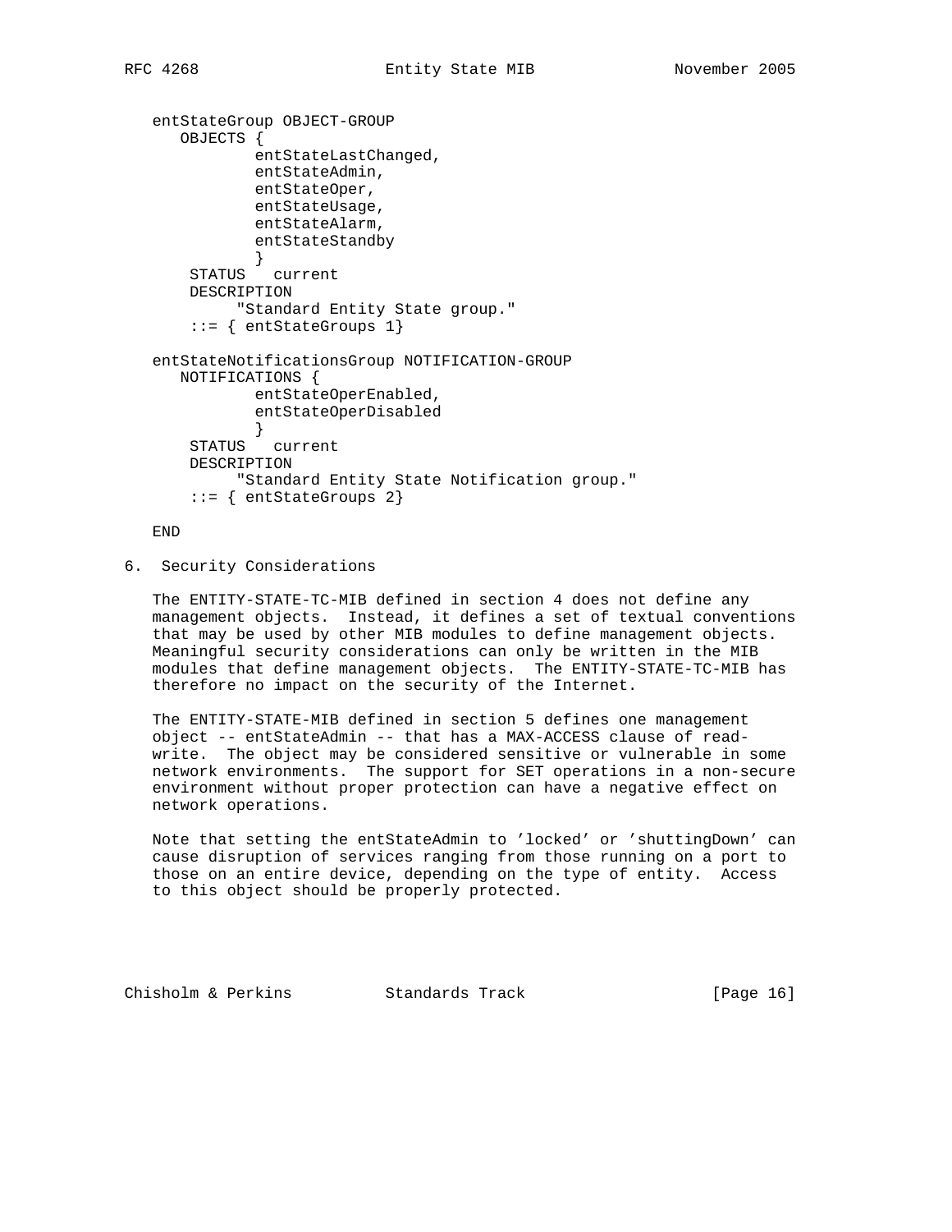```
   entStateGroup OBJECT-GROUP
      OBJECTS {
              entStateLastChanged,
              entStateAdmin,
              entStateOper,
              entStateUsage,
              entStateAlarm,
              entStateStandby
              }
       STATUS   current
       DESCRIPTION
            "Standard Entity State group."
       ::= { entStateGroups 1}

   entStateNotificationsGroup NOTIFICATION-GROUP
      NOTIFICATIONS {
              entStateOperEnabled,
              entStateOperDisabled
              }
       STATUS   current
       DESCRIPTION
            "Standard Entity State Notification group."
       ::= { entStateGroups 2}

   END
```

## 6. Security Considerations

The ENTITY-STATE-TC-MIB defined in section 4 does not define any management objects. Instead, it defines a set of textual conventions that may be used by other MIB modules to define management objects. Meaningful security considerations can only be written in the MIB modules that define management objects. The ENTITY-STATE-TC-MIB has therefore no impact on the security of the Internet.

The ENTITY-STATE-MIB defined in section 5 defines one management object -- entStateAdmin -- that has a MAX-ACCESS clause of read-write. The object may be considered sensitive or vulnerable in some network environments. The support for SET operations in a non-secure environment without proper protection can have a negative effect on network operations.

Note that setting the entStateAdmin to 'locked' or 'shuttingDown' can cause disruption of services ranging from those running on a port to those on an entire device, depending on the type of entity. Access to this object should be properly protected.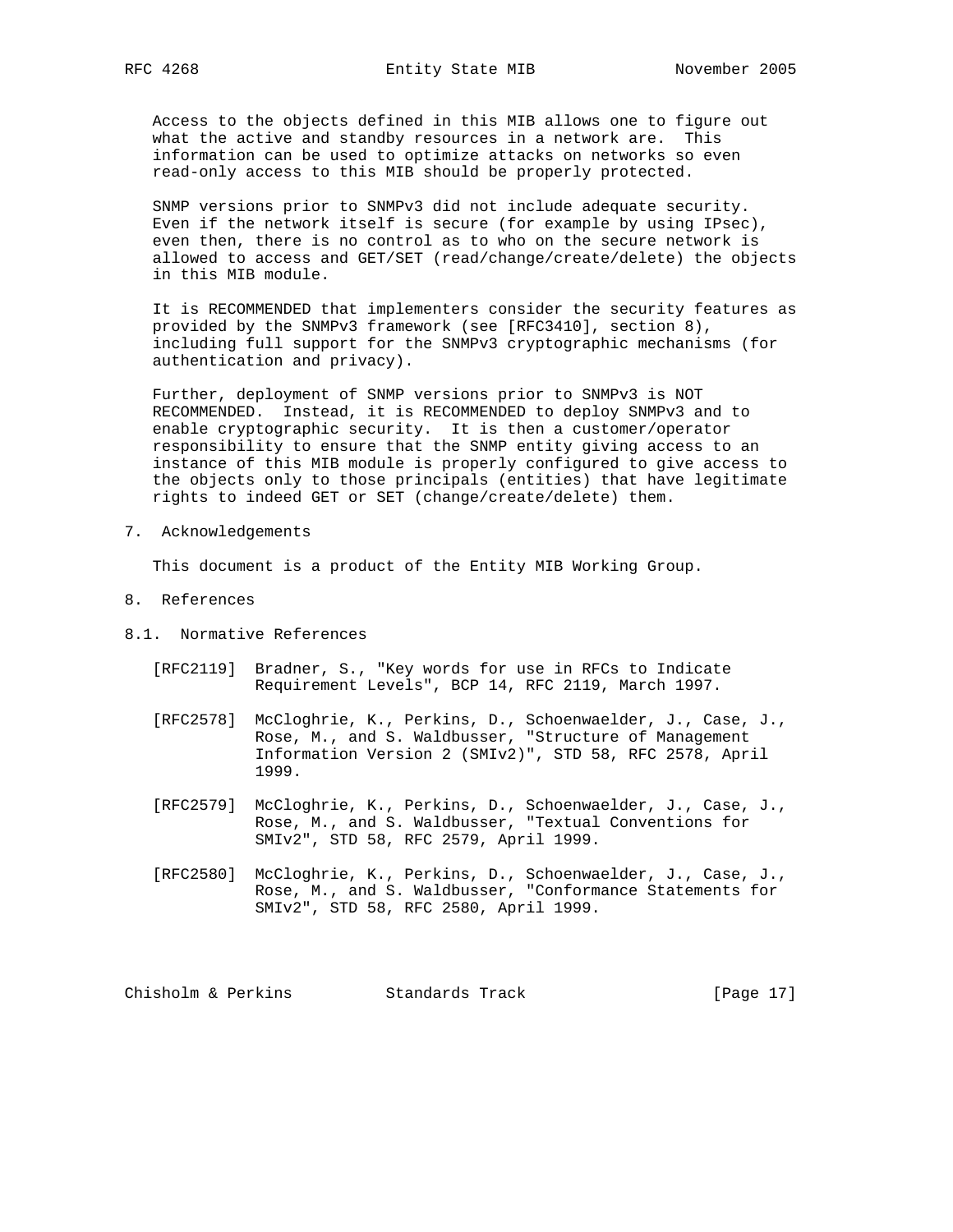Access to the objects defined in this MIB allows one to figure out what the active and standby resources in a network are. This information can be used to optimize attacks on networks so even read-only access to this MIB should be properly protected.

SNMP versions prior to SNMPv3 did not include adequate security. Even if the network itself is secure (for example by using IPsec), even then, there is no control as to who on the secure network is allowed to access and GET/SET (read/change/create/delete) the objects in this MIB module.

It is RECOMMENDED that implementers consider the security features as provided by the SNMPv3 framework (see [RFC3410], section 8), including full support for the SNMPv3 cryptographic mechanisms (for authentication and privacy).

Further, deployment of SNMP versions prior to SNMPv3 is NOT RECOMMENDED. Instead, it is RECOMMENDED to deploy SNMPv3 and to enable cryptographic security. It is then a customer/operator responsibility to ensure that the SNMP entity giving access to an instance of this MIB module is properly configured to give access to the objects only to those principals (entities) that have legitimate rights to indeed GET or SET (change/create/delete) them.

## 7. Acknowledgements

This document is a product of the Entity MIB Working Group.

## 8. References

### 8.1. Normative References

[RFC2119] Bradner, S., "Key words for use in RFCs to Indicate Requirement Levels", BCP 14, RFC 2119, March 1997.

[RFC2578] McCloghrie, K., Perkins, D., Schoenwaelder, J., Case, J., Rose, M., and S. Waldbusser, "Structure of Management Information Version 2 (SMIv2)", STD 58, RFC 2578, April 1999.

[RFC2579] McCloghrie, K., Perkins, D., Schoenwaelder, J., Case, J., Rose, M., and S. Waldbusser, "Textual Conventions for SMIv2", STD 58, RFC 2579, April 1999.

[RFC2580] McCloghrie, K., Perkins, D., Schoenwaelder, J., Case, J., Rose, M., and S. Waldbusser, "Conformance Statements for SMIv2", STD 58, RFC 2580, April 1999.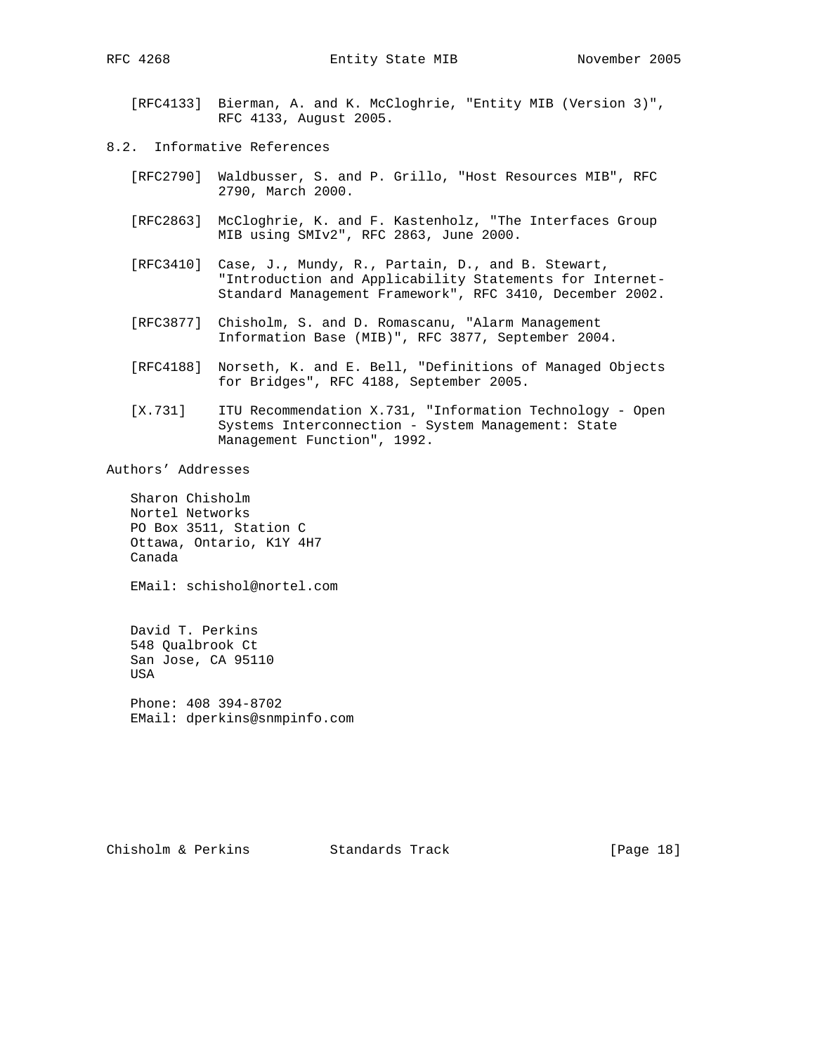[RFC4133] Bierman, A. and K. McCloghrie, "Entity MIB (Version 3)", RFC 4133, August 2005.

## 8.2. Informative References

[RFC2790] Waldbusser, S. and P. Grillo, "Host Resources MIB", RFC 2790, March 2000.

[RFC2863] McCloghrie, K. and F. Kastenholz, "The Interfaces Group MIB using SMIv2", RFC 2863, June 2000.

[RFC3410] Case, J., Mundy, R., Partain, D., and B. Stewart, "Introduction and Applicability Statements for Internet-Standard Management Framework", RFC 3410, December 2002.

[RFC3877] Chisholm, S. and D. Romascanu, "Alarm Management Information Base (MIB)", RFC 3877, September 2004.

[RFC4188] Norseth, K. and E. Bell, "Definitions of Managed Objects for Bridges", RFC 4188, September 2005.

[X.731] ITU Recommendation X.731, "Information Technology - Open Systems Interconnection - System Management: State Management Function", 1992.

## Authors' Addresses

Sharon Chisholm
Nortel Networks
PO Box 3511, Station C
Ottawa, Ontario, K1Y 4H7
Canada

EMail: schishol@nortel.com

David T. Perkins
548 Qualbrook Ct
San Jose, CA 95110
USA

Phone: 408 394-8702
EMail: dperkins@snmpinfo.com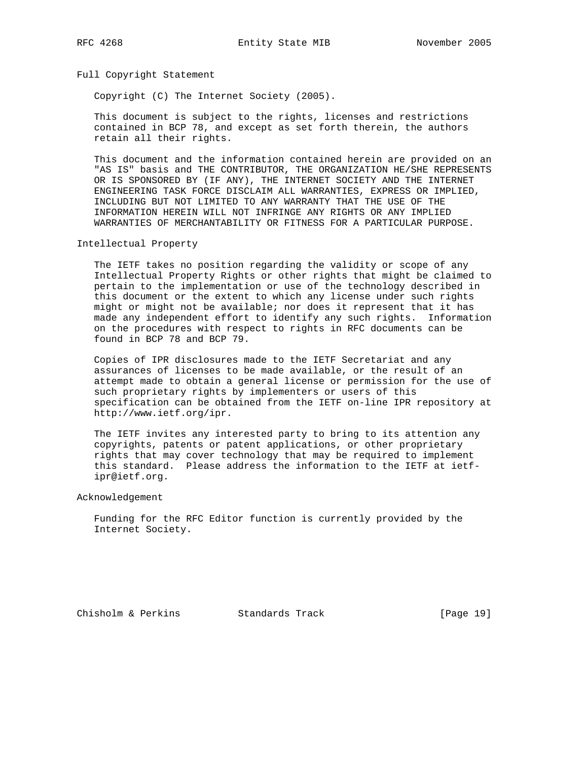## Full Copyright Statement

Copyright (C) The Internet Society (2005).

This document is subject to the rights, licenses and restrictions contained in BCP 78, and except as set forth therein, the authors retain all their rights.

This document and the information contained herein are provided on an "AS IS" basis and THE CONTRIBUTOR, THE ORGANIZATION HE/SHE REPRESENTS OR IS SPONSORED BY (IF ANY), THE INTERNET SOCIETY AND THE INTERNET ENGINEERING TASK FORCE DISCLAIM ALL WARRANTIES, EXPRESS OR IMPLIED, INCLUDING BUT NOT LIMITED TO ANY WARRANTY THAT THE USE OF THE INFORMATION HEREIN WILL NOT INFRINGE ANY RIGHTS OR ANY IMPLIED WARRANTIES OF MERCHANTABILITY OR FITNESS FOR A PARTICULAR PURPOSE.

## Intellectual Property

The IETF takes no position regarding the validity or scope of any Intellectual Property Rights or other rights that might be claimed to pertain to the implementation or use of the technology described in this document or the extent to which any license under such rights might or might not be available; nor does it represent that it has made any independent effort to identify any such rights. Information on the procedures with respect to rights in RFC documents can be found in BCP 78 and BCP 79.

Copies of IPR disclosures made to the IETF Secretariat and any assurances of licenses to be made available, or the result of an attempt made to obtain a general license or permission for the use of such proprietary rights by implementers or users of this specification can be obtained from the IETF on-line IPR repository at http://www.ietf.org/ipr.

The IETF invites any interested party to bring to its attention any copyrights, patents or patent applications, or other proprietary rights that may cover technology that may be required to implement this standard. Please address the information to the IETF at ietf-ipr@ietf.org.

## Acknowledgement

Funding for the RFC Editor function is currently provided by the Internet Society.